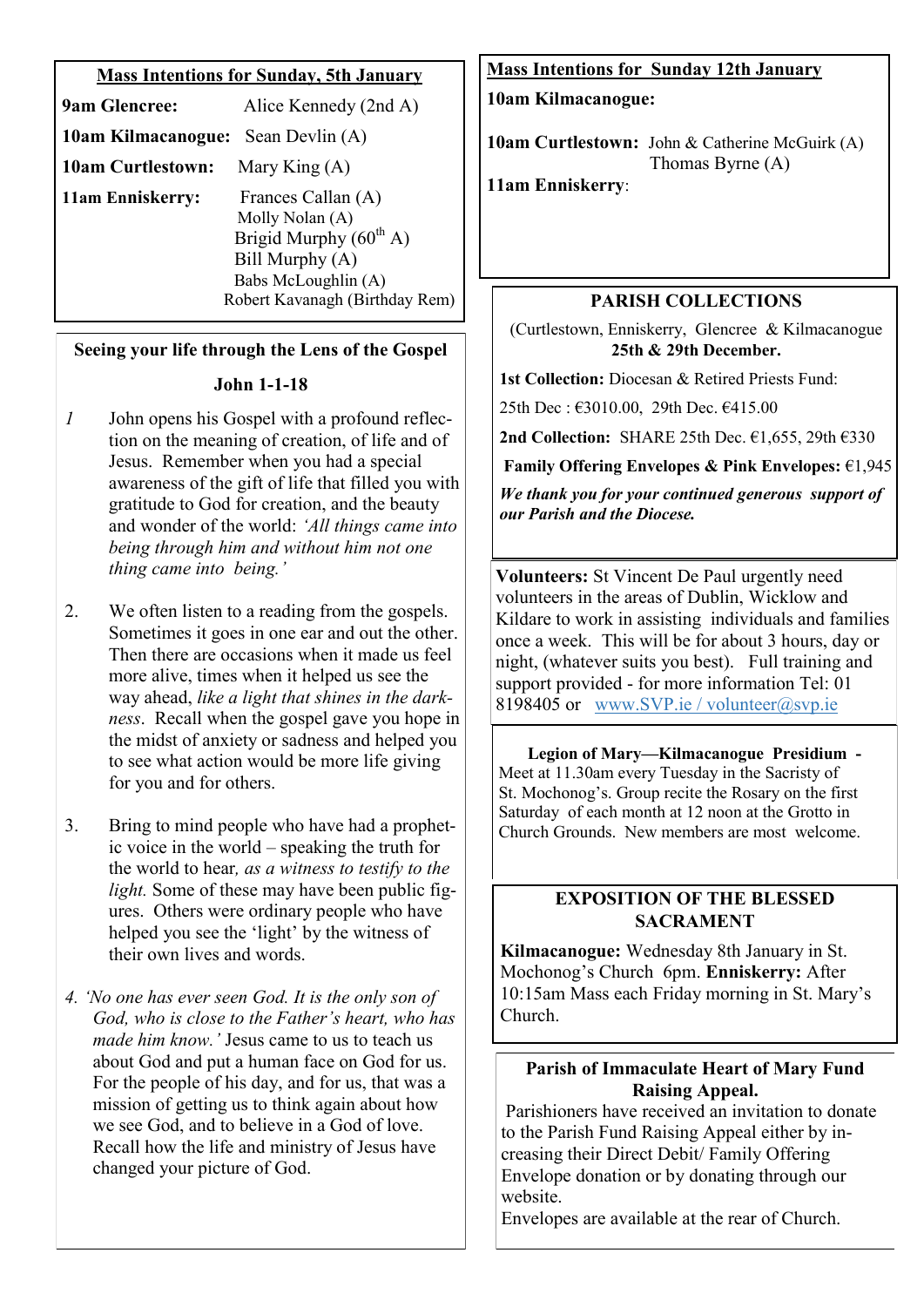## Mass Intentions for Sunday, 5th January

**9am Glencree:** Alice Kennedy (2nd A)

**10am Kilmacanogue:** Sean Devlin (A)

**10am Curtlestown:** Mary King (A)

**11am Enniskerry:** Frances Callan (A)
Molly Nolan (A)
Brigid Murphy ($60^{th}$ A)
Bill Murphy (A)
Babs McLoughlin (A)
Robert Kavanagh (Birthday Rem)

## Seeing your life through the Lens of the Gospel

### John 1-1-18

*1* John opens his Gospel with a profound reflection on the meaning of creation, of life and of Jesus. Remember when you had a special awareness of the gift of life that filled you with gratitude to God for creation, and the beauty and wonder of the world: *'All things came into being through him and without him not one thing came into being.'*

2. We often listen to a reading from the gospels. Sometimes it goes in one ear and out the other. Then there are occasions when it made us feel more alive, times when it helped us see the way ahead, *like a light that shines in the darkness*. Recall when the gospel gave you hope in the midst of anxiety or sadness and helped you to see what action would be more life giving for you and for others.

3. Bring to mind people who have had a prophetic voice in the world – speaking the truth for the world to hear*, as a witness to testify to the light.* Some of these may have been public figures. Others were ordinary people who have helped you see the 'light' by the witness of their own lives and words.

*4. 'No one has ever seen God. It is the only son of God, who is close to the Father's heart, who has made him know.'* Jesus came to us to teach us about God and put a human face on God for us. For the people of his day, and for us, that was a mission of getting us to think again about how we see God, and to believe in a God of love. Recall how the life and ministry of Jesus have changed your picture of God.

## Mass Intentions for Sunday 12th January

**10am Kilmacanogue:**

**10am Curtlestown:** John & Catherine McGuirk (A)
Thomas Byrne (A)

**11am Enniskerry**:

## PARISH COLLECTIONS

(Curtlestown, Enniskerry, Glencree & Kilmacanogue
**25th & 29th December.**

**1st Collection:** Diocesan & Retired Priests Fund:

25th Dec : €3010.00, 29th Dec. €415.00

**2nd Collection:** SHARE 25th Dec. €1,655, 29th €330

**Family Offering Envelopes & Pink Envelopes:** €1,945

***We thank you for your continued generous support of our Parish and the Diocese.***

**Volunteers:** St Vincent De Paul urgently need volunteers in the areas of Dublin, Wicklow and Kildare to work in assisting individuals and families once a week. This will be for about 3 hours, day or night, (whatever suits you best). Full training and support provided - for more information Tel: 01 8198405 or www.SVP.ie / volunteer@svp.ie

**Legion of Mary—Kilmacanogue Presidium -**
Meet at 11.30am every Tuesday in the Sacristy of St. Mochonog's. Group recite the Rosary on the first Saturday of each month at 12 noon at the Grotto in Church Grounds. New members are most welcome.

## EXPOSITION OF THE BLESSED SACRAMENT

**Kilmacanogue:** Wednesday 8th January in St. Mochonog's Church 6pm. **Enniskerry:** After 10:15am Mass each Friday morning in St. Mary's Church.

## Parish of Immaculate Heart of Mary Fund Raising Appeal.

Parishioners have received an invitation to donate to the Parish Fund Raising Appeal either by increasing their Direct Debit/ Family Offering Envelope donation or by donating through our website.

Envelopes are available at the rear of Church.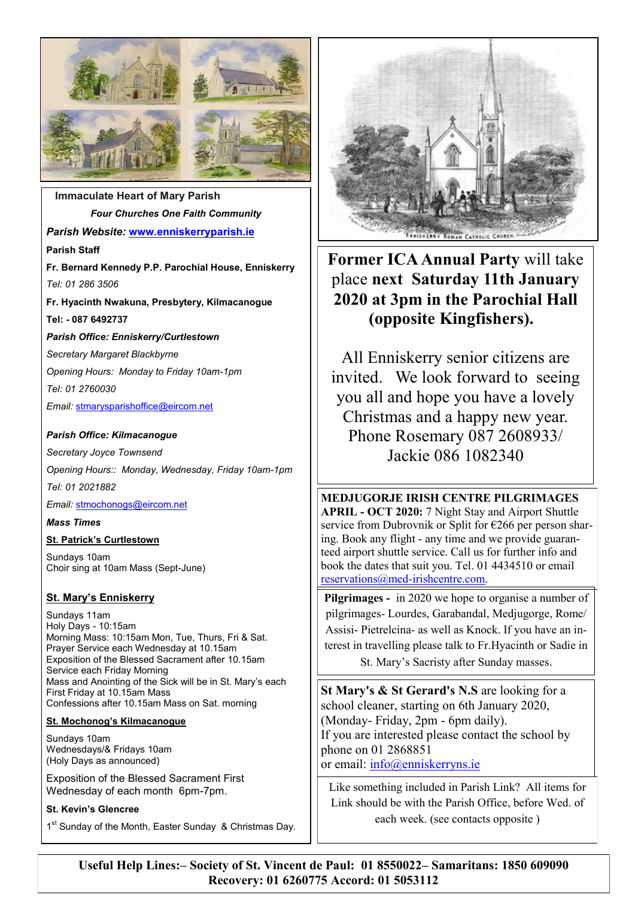**Immaculate Heart of Mary Parish**

***Four Churches One Faith Community***

***Parish Website:*** **[www.enniskerryparish.ie](http://www.enniskerryparish.ie)**

**Parish Staff**

**Fr. Bernard Kennedy P.P. Parochial House, Enniskerry**

*Tel: 01 286 3506*

**Fr. Hyacinth Nwakuna, Presbytery, Kilmacanogue**

**Tel: - 087 6492737**

***Parish Office: Enniskerry/Curtlestown***

*Secretary Margaret Blackbyrne*

*Opening Hours: Monday to Friday 10am-1pm*

*Tel: 01 2760030*

*Email:* stmarysparishoffice@eircom.net

***Parish Office: Kilmacanogue***

*Secretary Joyce Townsend*

*Opening Hours:: Monday, Wednesday, Friday 10am-1pm*

*Tel: 01 2021882*

*Email:* stmochonogs@eircom.net

***Mass Times***

**St. Patrick's Curtlestown**

Sundays 10am
Choir sing at 10am Mass (Sept-June)

**St. Mary's Enniskerry**

Sundays 11am
Holy Days - 10:15am
Morning Mass: 10:15am Mon, Tue, Thurs, Fri & Sat.
Prayer Service each Wednesday at 10.15am
Exposition of the Blessed Sacrament after 10.15am Service each Friday Morning
Mass and Anointing of the Sick will be in St. Mary's each First Friday at 10.15am Mass
Confessions after 10.15am Mass on Sat. morning

**St. Mochonog's Kilmacanogue**

Sundays 10am
Wednesdays/& Fridays 10am
(Holy Days as announced)

Exposition of the Blessed Sacrament First Wednesday of each month 6pm-7pm.

**St. Kevin's Glencree**

1st Sunday of the Month, Easter Sunday & Christmas Day.

---

**Former ICA Annual Party** will take place **next Saturday 11th January 2020 at 3pm in the Parochial Hall (opposite Kingfishers).**

All Enniskerry senior citizens are invited. We look forward to seeing you all and hope you have a lovely Christmas and a happy new year. Phone Rosemary 087 2608933/ Jackie 086 1082340

---

**MEDJUGORJE IRISH CENTRE PILGRIMAGES APRIL - OCT 2020:** 7 Night Stay and Airport Shuttle service from Dubrovnik or Split for €266 per person sharing. Book any flight - any time and we provide guaranteed airport shuttle service. Call us for further info and book the dates that suit you. Tel. 01 4434510 or email reservations@med-irishcentre.com.

---

**Pilgrimages -** in 2020 we hope to organise a number of pilgrimages- Lourdes, Garabandal, Medjugorge, Rome/ Assisi- Pietrelcina- as well as Knock. If you have an interest in travelling please talk to Fr.Hyacinth or Sadie in St. Mary's Sacristy after Sunday masses.

---

**St Mary's & St Gerard's N.S** are looking for a school cleaner, starting on 6th January 2020, (Monday- Friday, 2pm - 6pm daily).
If you are interested please contact the school by phone on 01 2868851
or email: info@enniskerryns.ie

---

Like something included in Parish Link? All items for Link should be with the Parish Office, before Wed. of each week. (see contacts opposite )

---

**Useful Help Lines:– Society of St. Vincent de Paul: 01 8550022– Samaritans: 1850 609090 Recovery: 01 6260775 Accord: 01 5053112**